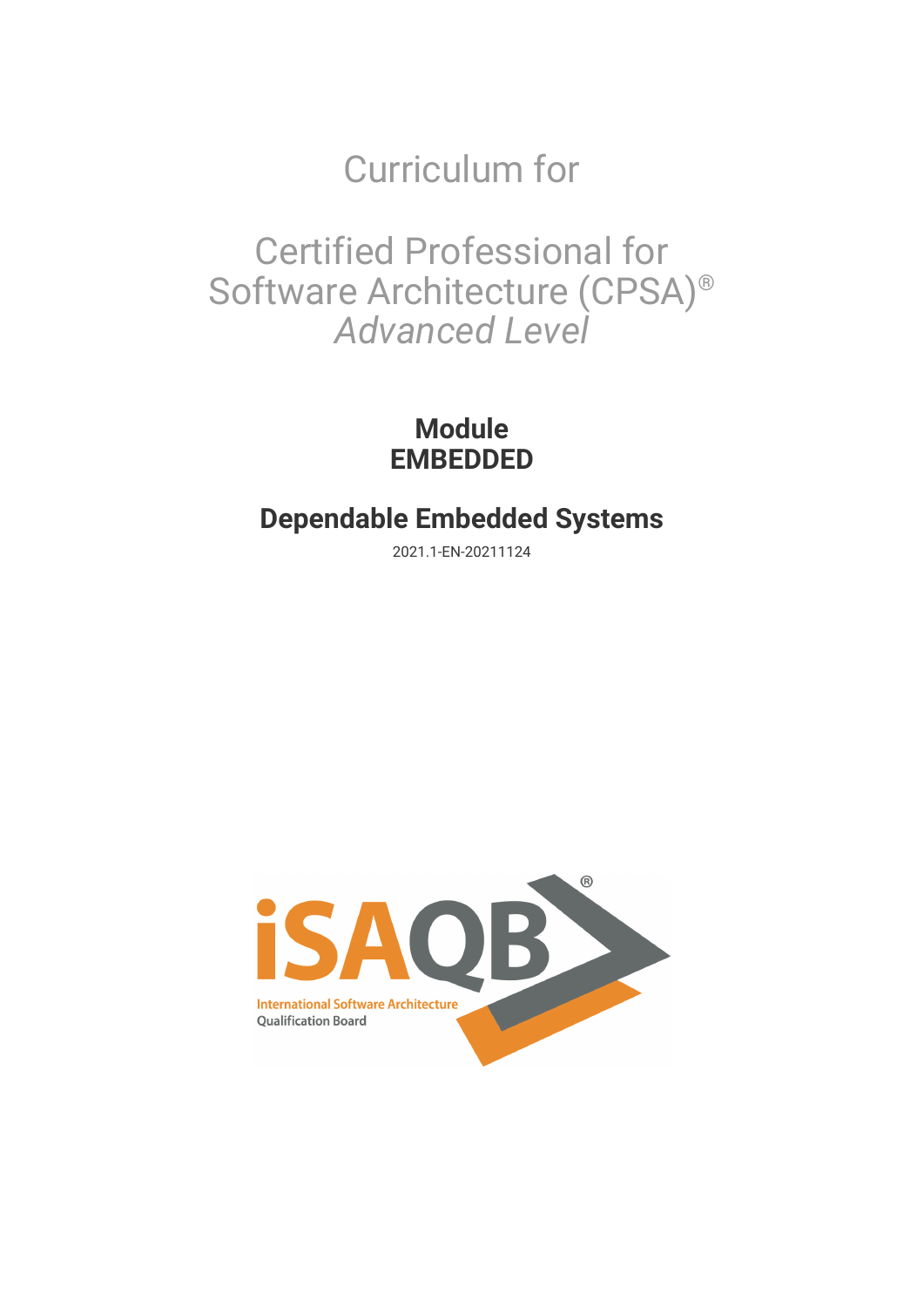# Curriculum for

# Certified Professional for Software Architecture (CPSA)®
*Advanced Level*

## Module
## EMBEDDED

## Dependable Embedded Systems

2021.1-EN-20211124

iSAQB®
International Software Architecture Qualification Board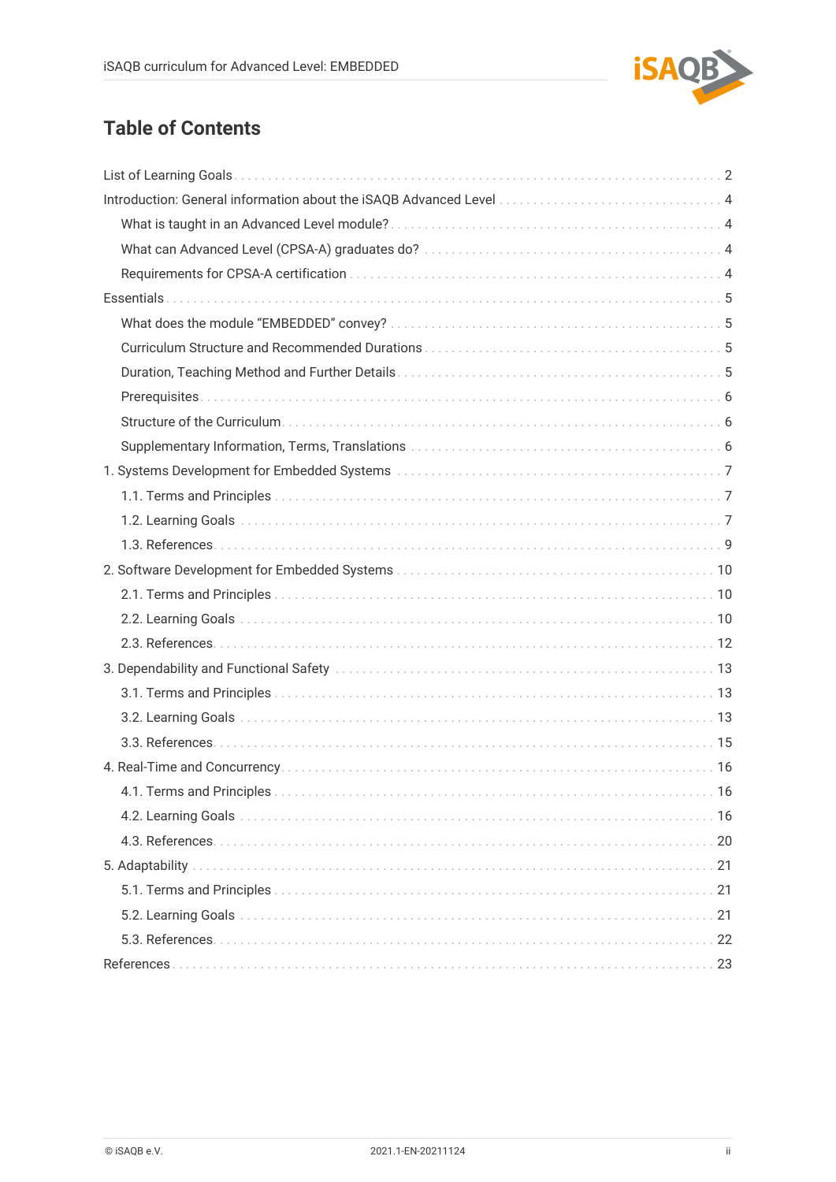## Table of Contents

- List of Learning Goals ... 2
- Introduction: General information about the iSAQB Advanced Level ... 4
  - What is taught in an Advanced Level module? ... 4
  - What can Advanced Level (CPSA-A) graduates do? ... 4
  - Requirements for CPSA-A certification ... 4
- Essentials ... 5
  - What does the module "EMBEDDED" convey? ... 5
  - Curriculum Structure and Recommended Durations ... 5
  - Duration, Teaching Method and Further Details ... 5
  - Prerequisites ... 6
  - Structure of the Curriculum ... 6
  - Supplementary Information, Terms, Translations ... 6
- 1. Systems Development for Embedded Systems ... 7
  - 1.1. Terms and Principles ... 7
  - 1.2. Learning Goals ... 7
  - 1.3. References ... 9
- 2. Software Development for Embedded Systems ... 10
  - 2.1. Terms and Principles ... 10
  - 2.2. Learning Goals ... 10
  - 2.3. References ... 12
- 3. Dependability and Functional Safety ... 13
  - 3.1. Terms and Principles ... 13
  - 3.2. Learning Goals ... 13
  - 3.3. References ... 15
- 4. Real-Time and Concurrency ... 16
  - 4.1. Terms and Principles ... 16
  - 4.2. Learning Goals ... 16
  - 4.3. References ... 20
- 5. Adaptability ... 21
  - 5.1. Terms and Principles ... 21
  - 5.2. Learning Goals ... 21
  - 5.3. References ... 22
- References ... 23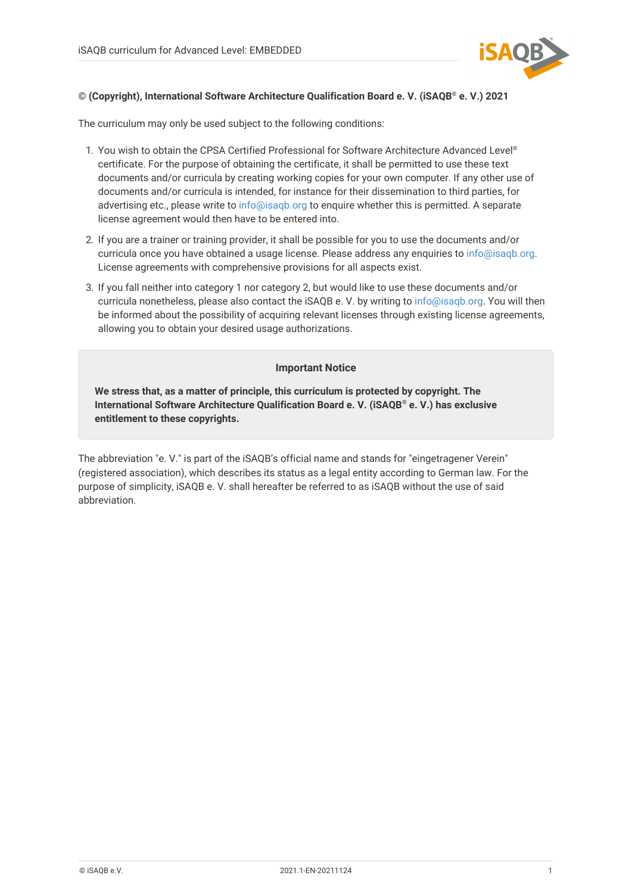**© (Copyright), International Software Architecture Qualification Board e. V. (iSAQB® e. V.) 2021**

The curriculum may only be used subject to the following conditions:

1. You wish to obtain the CPSA Certified Professional for Software Architecture Advanced Level® certificate. For the purpose of obtaining the certificate, it shall be permitted to use these text documents and/or curricula by creating working copies for your own computer. If any other use of documents and/or curricula is intended, for instance for their dissemination to third parties, for advertising etc., please write to info@isaqb.org to enquire whether this is permitted. A separate license agreement would then have to be entered into.
2. If you are a trainer or training provider, it shall be possible for you to use the documents and/or curricula once you have obtained a usage license. Please address any enquiries to info@isaqb.org. License agreements with comprehensive provisions for all aspects exist.
3. If you fall neither into category 1 nor category 2, but would like to use these documents and/or curricula nonetheless, please also contact the iSAQB e. V. by writing to info@isaqb.org. You will then be informed about the possibility of acquiring relevant licenses through existing license agreements, allowing you to obtain your desired usage authorizations.

**Important Notice**

**We stress that, as a matter of principle, this curriculum is protected by copyright. The International Software Architecture Qualification Board e. V. (iSAQB® e. V.) has exclusive entitlement to these copyrights.**

The abbreviation "e. V." is part of the iSAQB's official name and stands for "eingetragener Verein" (registered association), which describes its status as a legal entity according to German law. For the purpose of simplicity, iSAQB e. V. shall hereafter be referred to as iSAQB without the use of said abbreviation.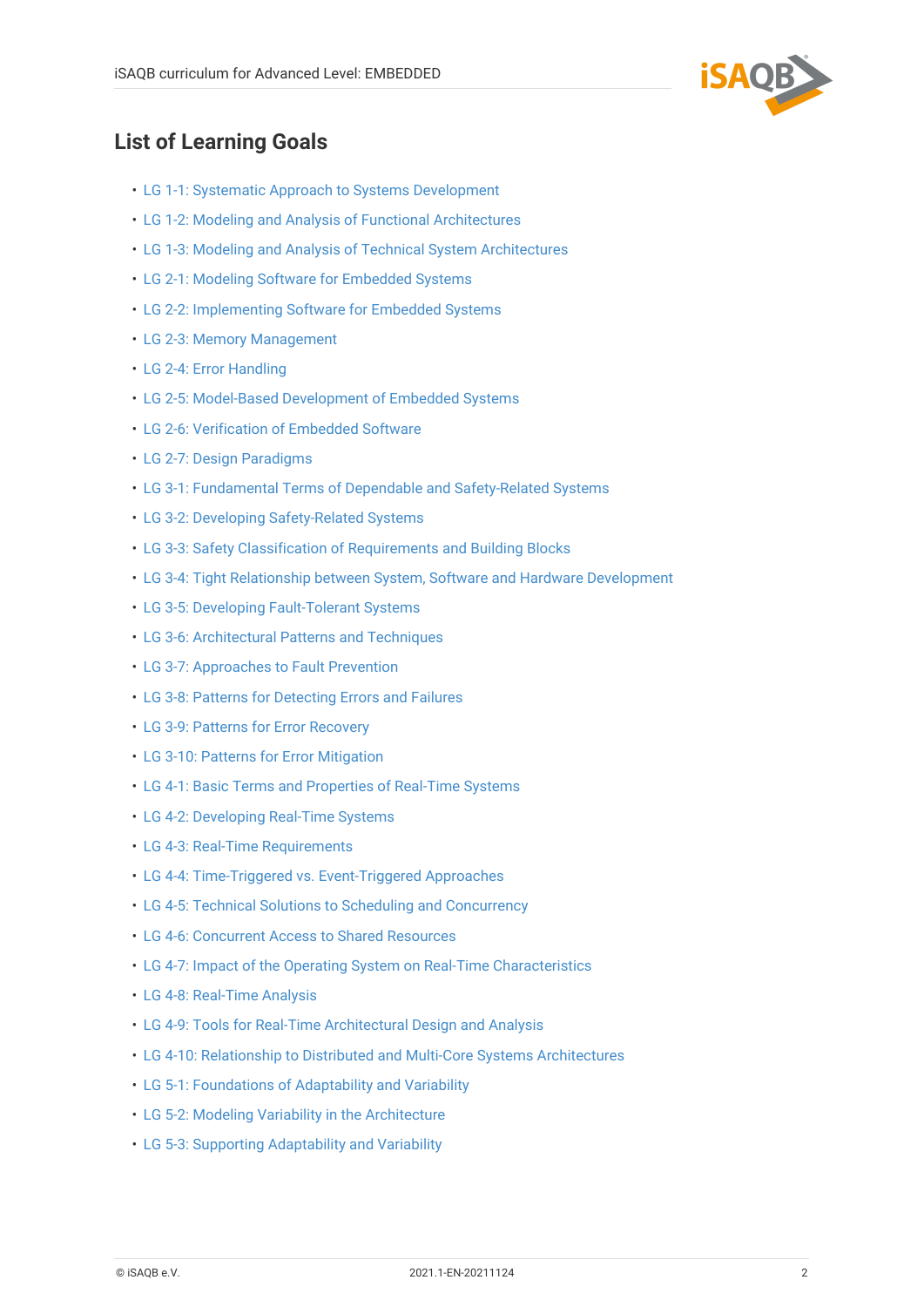## List of Learning Goals

- LG 1-1: Systematic Approach to Systems Development
- LG 1-2: Modeling and Analysis of Functional Architectures
- LG 1-3: Modeling and Analysis of Technical System Architectures
- LG 2-1: Modeling Software for Embedded Systems
- LG 2-2: Implementing Software for Embedded Systems
- LG 2-3: Memory Management
- LG 2-4: Error Handling
- LG 2-5: Model-Based Development of Embedded Systems
- LG 2-6: Verification of Embedded Software
- LG 2-7: Design Paradigms
- LG 3-1: Fundamental Terms of Dependable and Safety-Related Systems
- LG 3-2: Developing Safety-Related Systems
- LG 3-3: Safety Classification of Requirements and Building Blocks
- LG 3-4: Tight Relationship between System, Software and Hardware Development
- LG 3-5: Developing Fault-Tolerant Systems
- LG 3-6: Architectural Patterns and Techniques
- LG 3-7: Approaches to Fault Prevention
- LG 3-8: Patterns for Detecting Errors and Failures
- LG 3-9: Patterns for Error Recovery
- LG 3-10: Patterns for Error Mitigation
- LG 4-1: Basic Terms and Properties of Real-Time Systems
- LG 4-2: Developing Real-Time Systems
- LG 4-3: Real-Time Requirements
- LG 4-4: Time-Triggered vs. Event-Triggered Approaches
- LG 4-5: Technical Solutions to Scheduling and Concurrency
- LG 4-6: Concurrent Access to Shared Resources
- LG 4-7: Impact of the Operating System on Real-Time Characteristics
- LG 4-8: Real-Time Analysis
- LG 4-9: Tools for Real-Time Architectural Design and Analysis
- LG 4-10: Relationship to Distributed and Multi-Core Systems Architectures
- LG 5-1: Foundations of Adaptability and Variability
- LG 5-2: Modeling Variability in the Architecture
- LG 5-3: Supporting Adaptability and Variability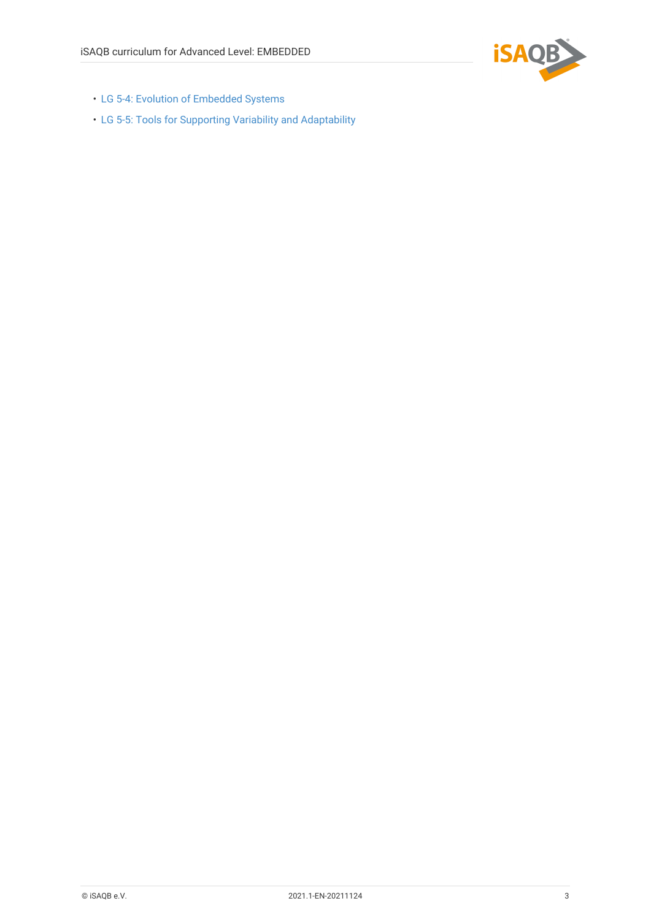- LG 5-4: Evolution of Embedded Systems
- LG 5-5: Tools for Supporting Variability and Adaptability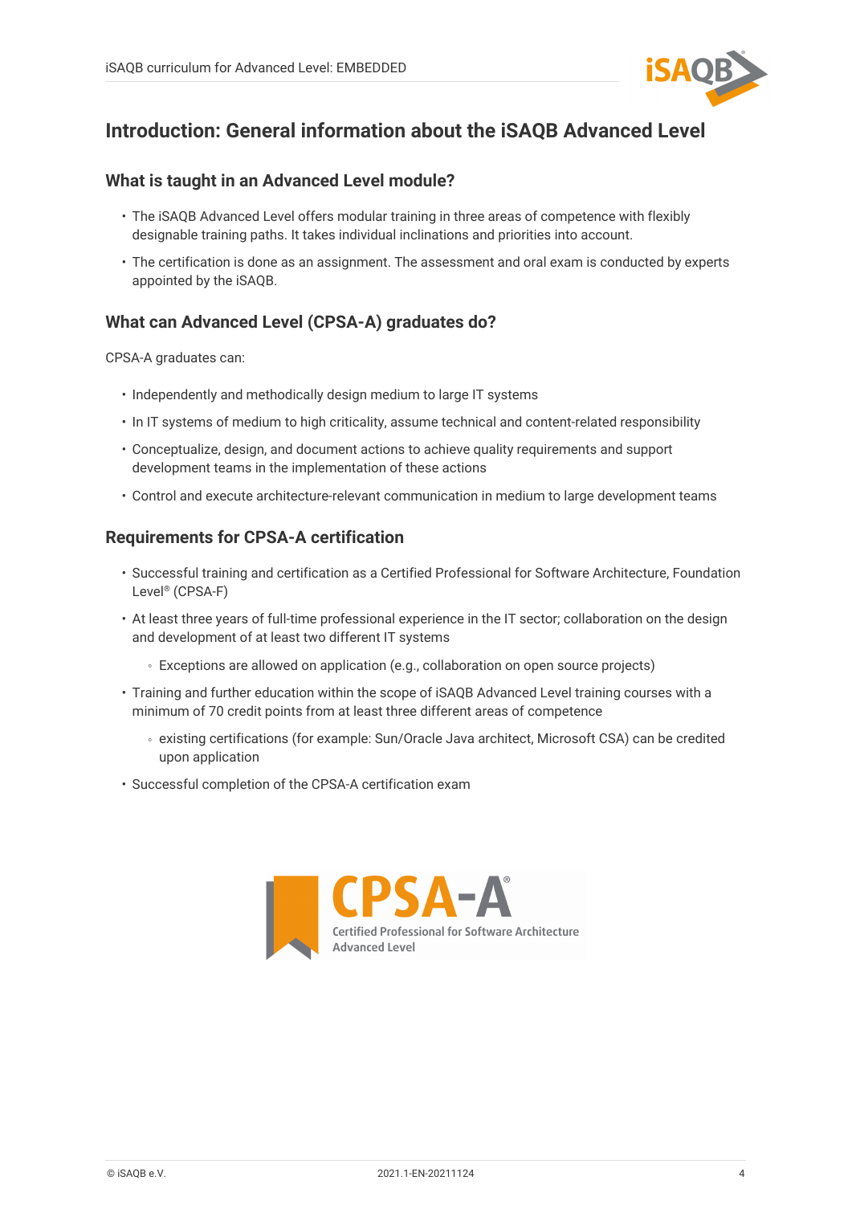# Introduction: General information about the iSAQB Advanced Level

## What is taught in an Advanced Level module?

- The iSAQB Advanced Level offers modular training in three areas of competence with flexibly designable training paths. It takes individual inclinations and priorities into account.
- The certification is done as an assignment. The assessment and oral exam is conducted by experts appointed by the iSAQB.

## What can Advanced Level (CPSA-A) graduates do?

CPSA-A graduates can:

- Independently and methodically design medium to large IT systems
- In IT systems of medium to high criticality, assume technical and content-related responsibility
- Conceptualize, design, and document actions to achieve quality requirements and support development teams in the implementation of these actions
- Control and execute architecture-relevant communication in medium to large development teams

## Requirements for CPSA-A certification

- Successful training and certification as a Certified Professional for Software Architecture, Foundation Level® (CPSA-F)
- At least three years of full-time professional experience in the IT sector; collaboration on the design and development of at least two different IT systems
  - Exceptions are allowed on application (e.g., collaboration on open source projects)
- Training and further education within the scope of iSAQB Advanced Level training courses with a minimum of 70 credit points from at least three different areas of competence
  - existing certifications (for example: Sun/Oracle Java architect, Microsoft CSA) can be credited upon application
- Successful completion of the CPSA-A certification exam

CPSA-A®
Certified Professional for Software Architecture
Advanced Level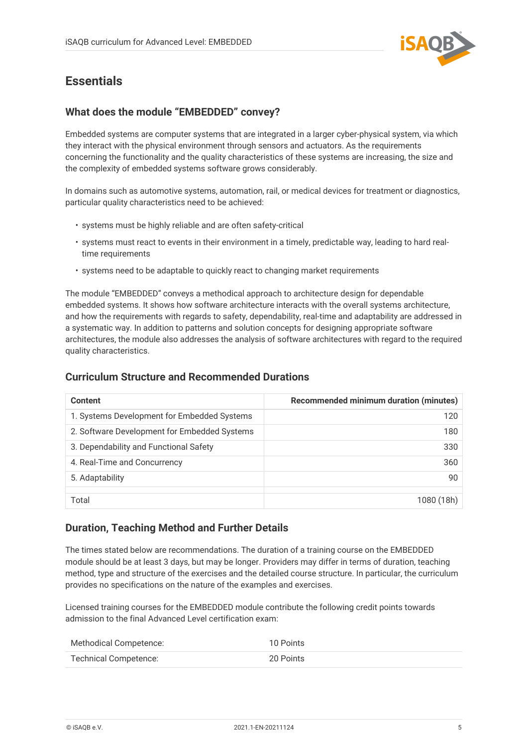# Essentials

## What does the module "EMBEDDED" convey?

Embedded systems are computer systems that are integrated in a larger cyber-physical system, via which they interact with the physical environment through sensors and actuators. As the requirements concerning the functionality and the quality characteristics of these systems are increasing, the size and the complexity of embedded systems software grows considerably.

In domains such as automotive systems, automation, rail, or medical devices for treatment or diagnostics, particular quality characteristics need to be achieved:

- systems must be highly reliable and are often safety-critical
- systems must react to events in their environment in a timely, predictable way, leading to hard real-time requirements
- systems need to be adaptable to quickly react to changing market requirements

The module "EMBEDDED" conveys a methodical approach to architecture design for dependable embedded systems. It shows how software architecture interacts with the overall systems architecture, and how the requirements with regards to safety, dependability, real-time and adaptability are addressed in a systematic way. In addition to patterns and solution concepts for designing appropriate software architectures, the module also addresses the analysis of software architectures with regard to the required quality characteristics.

## Curriculum Structure and Recommended Durations

| Content | Recommended minimum duration (minutes) |
|---|---:|
| 1. Systems Development for Embedded Systems | 120 |
| 2. Software Development for Embedded Systems | 180 |
| 3. Dependability and Functional Safety | 330 |
| 4. Real-Time and Concurrency | 360 |
| 5. Adaptability | 90 |
| | |
| Total | 1080 (18h) |

## Duration, Teaching Method and Further Details

The times stated below are recommendations. The duration of a training course on the EMBEDDED module should be at least 3 days, but may be longer. Providers may differ in terms of duration, teaching method, type and structure of the exercises and the detailed course structure. In particular, the curriculum provides no specifications on the nature of the examples and exercises.

Licensed training courses for the EMBEDDED module contribute the following credit points towards admission to the final Advanced Level certification exam:

| | |
|---|---|
| Methodical Competence: | 10 Points |
| Technical Competence: | 20 Points |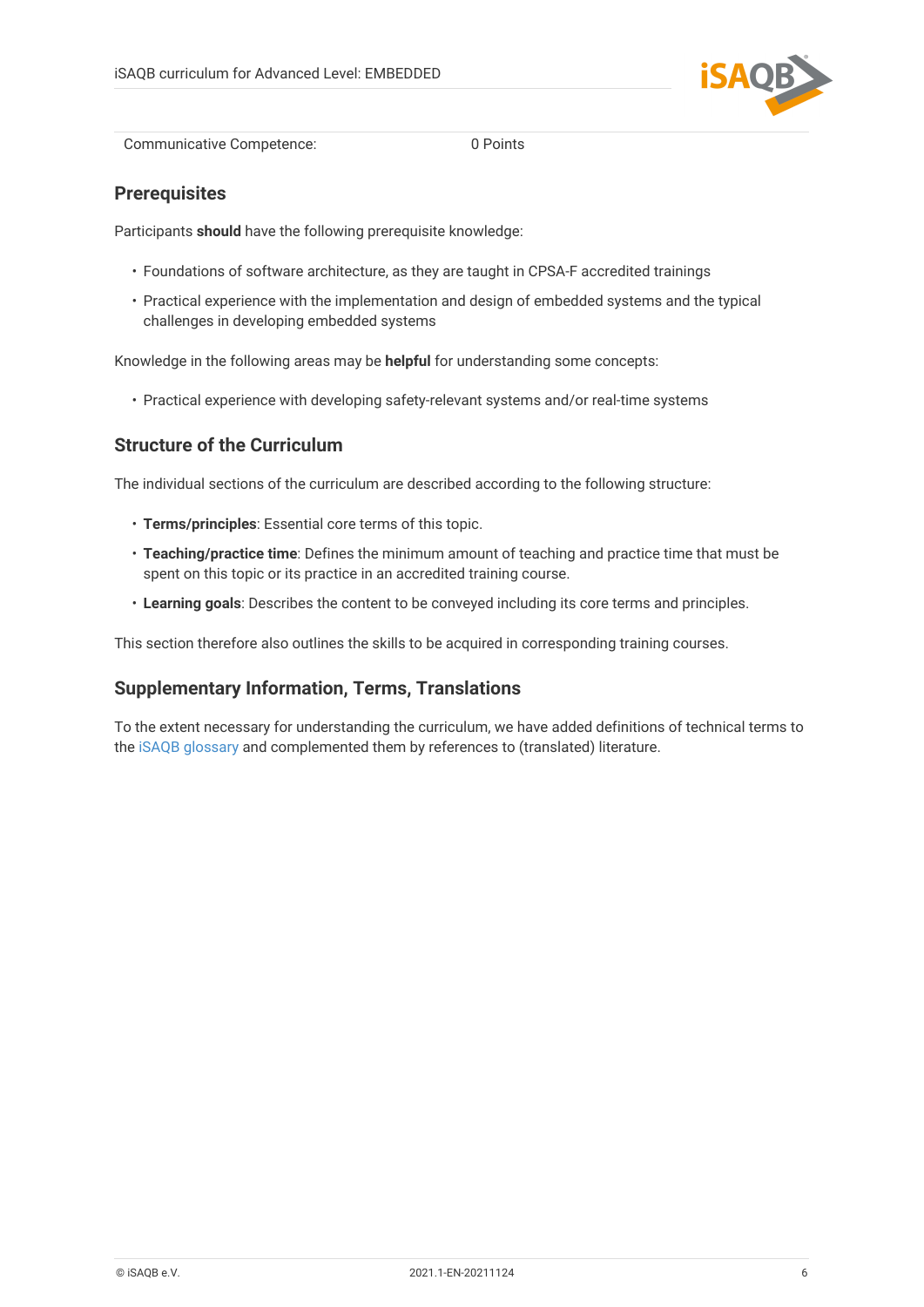| Communicative Competence: | 0 Points |
| --- | --- |

## Prerequisites

Participants **should** have the following prerequisite knowledge:

- Foundations of software architecture, as they are taught in CPSA-F accredited trainings
- Practical experience with the implementation and design of embedded systems and the typical challenges in developing embedded systems

Knowledge in the following areas may be **helpful** for understanding some concepts:

- Practical experience with developing safety-relevant systems and/or real-time systems

## Structure of the Curriculum

The individual sections of the curriculum are described according to the following structure:

- **Terms/principles**: Essential core terms of this topic.
- **Teaching/practice time**: Defines the minimum amount of teaching and practice time that must be spent on this topic or its practice in an accredited training course.
- **Learning goals**: Describes the content to be conveyed including its core terms and principles.

This section therefore also outlines the skills to be acquired in corresponding training courses.

## Supplementary Information, Terms, Translations

To the extent necessary for understanding the curriculum, we have added definitions of technical terms to the iSAQB glossary and complemented them by references to (translated) literature.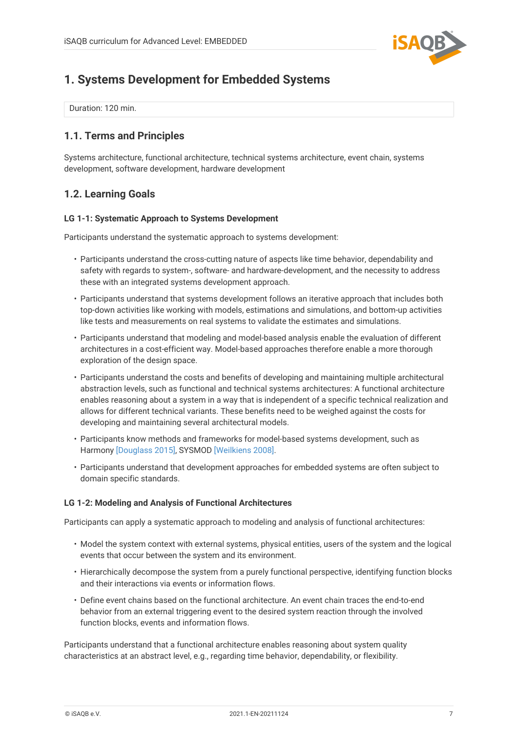# 1. Systems Development for Embedded Systems

Duration: 120 min.

## 1.1. Terms and Principles

Systems architecture, functional architecture, technical systems architecture, event chain, systems development, software development, hardware development

## 1.2. Learning Goals

#### LG 1-1: Systematic Approach to Systems Development

Participants understand the systematic approach to systems development:

- Participants understand the cross-cutting nature of aspects like time behavior, dependability and safety with regards to system-, software- and hardware-development, and the necessity to address these with an integrated systems development approach.
- Participants understand that systems development follows an iterative approach that includes both top-down activities like working with models, estimations and simulations, and bottom-up activities like tests and measurements on real systems to validate the estimates and simulations.
- Participants understand that modeling and model-based analysis enable the evaluation of different architectures in a cost-efficient way. Model-based approaches therefore enable a more thorough exploration of the design space.
- Participants understand the costs and benefits of developing and maintaining multiple architectural abstraction levels, such as functional and technical systems architectures: A functional architecture enables reasoning about a system in a way that is independent of a specific technical realization and allows for different technical variants. These benefits need to be weighed against the costs for developing and maintaining several architectural models.
- Participants know methods and frameworks for model-based systems development, such as Harmony [Douglass 2015], SYSMOD [Weilkiens 2008].
- Participants understand that development approaches for embedded systems are often subject to domain specific standards.

#### LG 1-2: Modeling and Analysis of Functional Architectures

Participants can apply a systematic approach to modeling and analysis of functional architectures:

- Model the system context with external systems, physical entities, users of the system and the logical events that occur between the system and its environment.
- Hierarchically decompose the system from a purely functional perspective, identifying function blocks and their interactions via events or information flows.
- Define event chains based on the functional architecture. An event chain traces the end-to-end behavior from an external triggering event to the desired system reaction through the involved function blocks, events and information flows.

Participants understand that a functional architecture enables reasoning about system quality characteristics at an abstract level, e.g., regarding time behavior, dependability, or flexibility.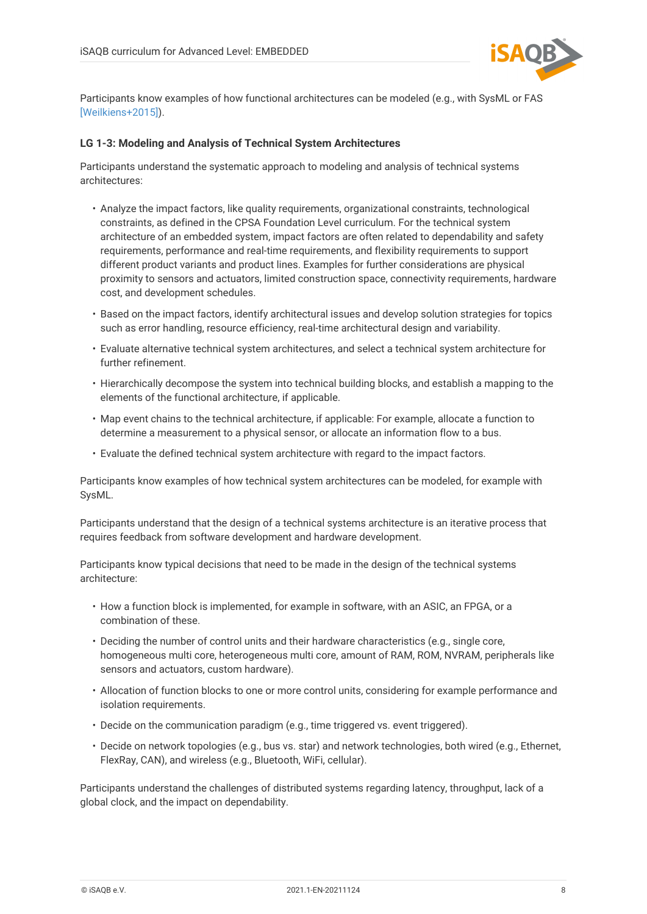Participants know examples of how functional architectures can be modeled (e.g., with SysML or FAS [Weilkiens+2015]).

### LG 1-3: Modeling and Analysis of Technical System Architectures

Participants understand the systematic approach to modeling and analysis of technical systems architectures:

- Analyze the impact factors, like quality requirements, organizational constraints, technological constraints, as defined in the CPSA Foundation Level curriculum. For the technical system architecture of an embedded system, impact factors are often related to dependability and safety requirements, performance and real-time requirements, and flexibility requirements to support different product variants and product lines. Examples for further considerations are physical proximity to sensors and actuators, limited construction space, connectivity requirements, hardware cost, and development schedules.
- Based on the impact factors, identify architectural issues and develop solution strategies for topics such as error handling, resource efficiency, real-time architectural design and variability.
- Evaluate alternative technical system architectures, and select a technical system architecture for further refinement.
- Hierarchically decompose the system into technical building blocks, and establish a mapping to the elements of the functional architecture, if applicable.
- Map event chains to the technical architecture, if applicable: For example, allocate a function to determine a measurement to a physical sensor, or allocate an information flow to a bus.
- Evaluate the defined technical system architecture with regard to the impact factors.

Participants know examples of how technical system architectures can be modeled, for example with SysML.

Participants understand that the design of a technical systems architecture is an iterative process that requires feedback from software development and hardware development.

Participants know typical decisions that need to be made in the design of the technical systems architecture:

- How a function block is implemented, for example in software, with an ASIC, an FPGA, or a combination of these.
- Deciding the number of control units and their hardware characteristics (e.g., single core, homogeneous multi core, heterogeneous multi core, amount of RAM, ROM, NVRAM, peripherals like sensors and actuators, custom hardware).
- Allocation of function blocks to one or more control units, considering for example performance and isolation requirements.
- Decide on the communication paradigm (e.g., time triggered vs. event triggered).
- Decide on network topologies (e.g., bus vs. star) and network technologies, both wired (e.g., Ethernet, FlexRay, CAN), and wireless (e.g., Bluetooth, WiFi, cellular).

Participants understand the challenges of distributed systems regarding latency, throughput, lack of a global clock, and the impact on dependability.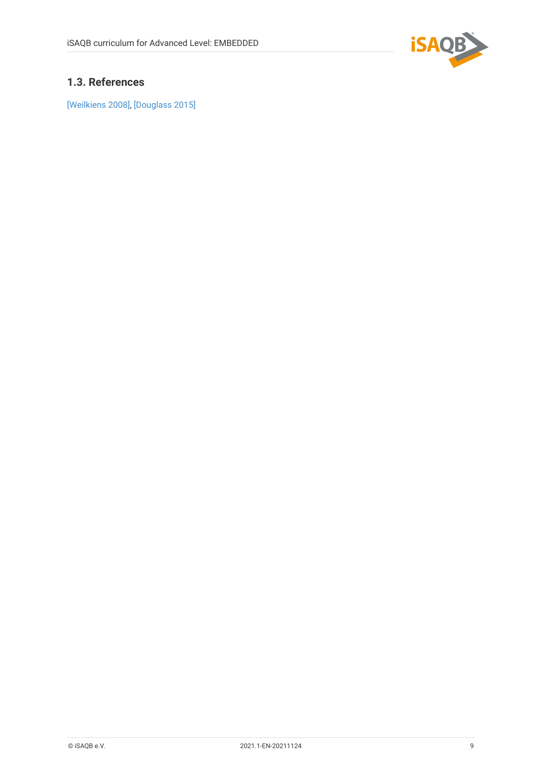### 1.3. References

[Weilkiens 2008], [Douglass 2015]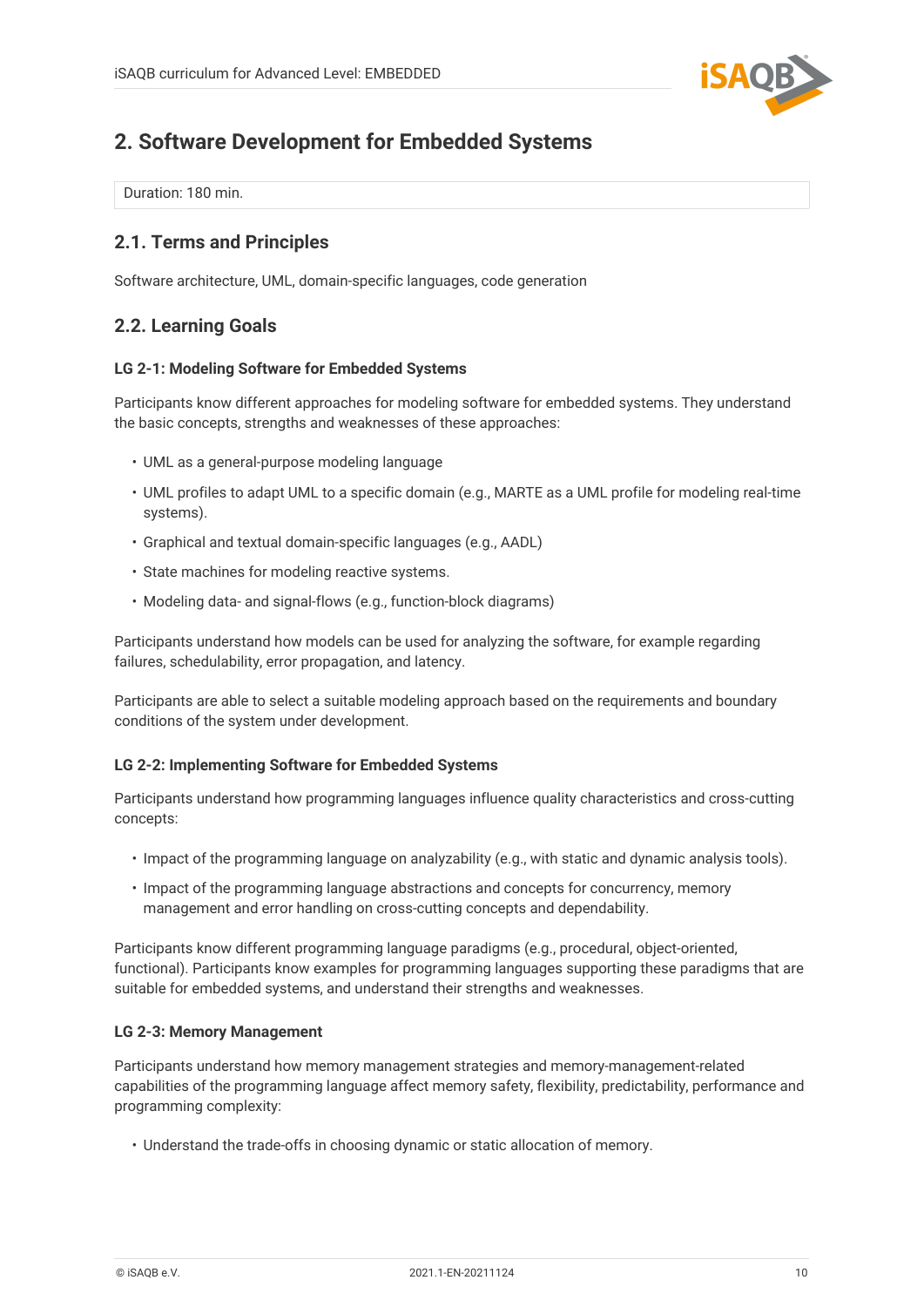## 2. Software Development for Embedded Systems

Duration: 180 min.

### 2.1. Terms and Principles

Software architecture, UML, domain-specific languages, code generation

### 2.2. Learning Goals

#### LG 2-1: Modeling Software for Embedded Systems

Participants know different approaches for modeling software for embedded systems. They understand the basic concepts, strengths and weaknesses of these approaches:

- UML as a general-purpose modeling language
- UML profiles to adapt UML to a specific domain (e.g., MARTE as a UML profile for modeling real-time systems).
- Graphical and textual domain-specific languages (e.g., AADL)
- State machines for modeling reactive systems.
- Modeling data- and signal-flows (e.g., function-block diagrams)

Participants understand how models can be used for analyzing the software, for example regarding failures, schedulability, error propagation, and latency.

Participants are able to select a suitable modeling approach based on the requirements and boundary conditions of the system under development.

#### LG 2-2: Implementing Software for Embedded Systems

Participants understand how programming languages influence quality characteristics and cross-cutting concepts:

- Impact of the programming language on analyzability (e.g., with static and dynamic analysis tools).
- Impact of the programming language abstractions and concepts for concurrency, memory management and error handling on cross-cutting concepts and dependability.

Participants know different programming language paradigms (e.g., procedural, object-oriented, functional). Participants know examples for programming languages supporting these paradigms that are suitable for embedded systems, and understand their strengths and weaknesses.

#### LG 2-3: Memory Management

Participants understand how memory management strategies and memory-management-related capabilities of the programming language affect memory safety, flexibility, predictability, performance and programming complexity:

- Understand the trade-offs in choosing dynamic or static allocation of memory.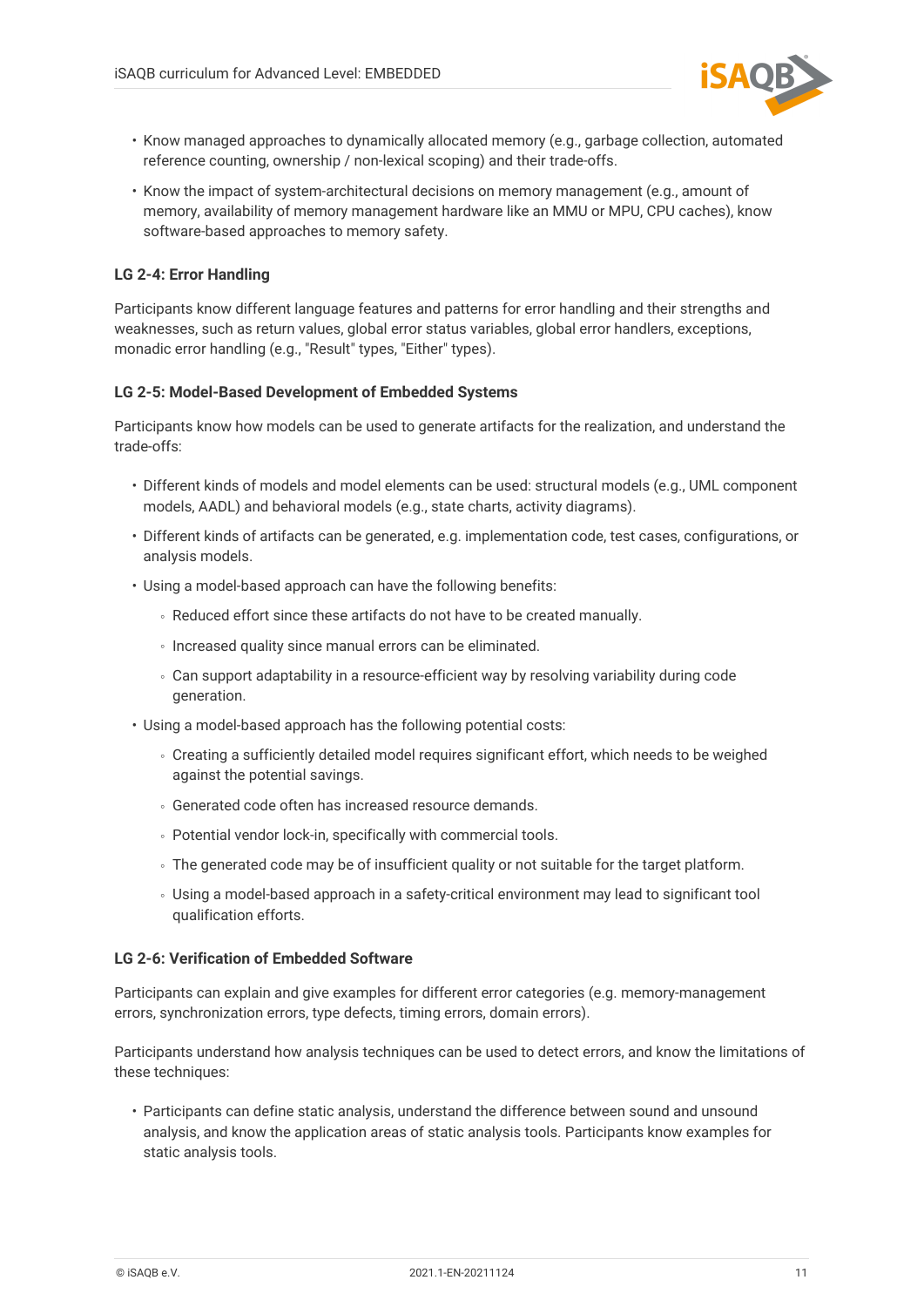- Know managed approaches to dynamically allocated memory (e.g., garbage collection, automated reference counting, ownership / non-lexical scoping) and their trade-offs.
- Know the impact of system-architectural decisions on memory management (e.g., amount of memory, availability of memory management hardware like an MMU or MPU, CPU caches), know software-based approaches to memory safety.

#### LG 2-4: Error Handling

Participants know different language features and patterns for error handling and their strengths and weaknesses, such as return values, global error status variables, global error handlers, exceptions, monadic error handling (e.g., "Result" types, "Either" types).

#### LG 2-5: Model-Based Development of Embedded Systems

Participants know how models can be used to generate artifacts for the realization, and understand the trade-offs:

- Different kinds of models and model elements can be used: structural models (e.g., UML component models, AADL) and behavioral models (e.g., state charts, activity diagrams).
- Different kinds of artifacts can be generated, e.g. implementation code, test cases, configurations, or analysis models.
- Using a model-based approach can have the following benefits:
  - Reduced effort since these artifacts do not have to be created manually.
  - Increased quality since manual errors can be eliminated.
  - Can support adaptability in a resource-efficient way by resolving variability during code generation.
- Using a model-based approach has the following potential costs:
  - Creating a sufficiently detailed model requires significant effort, which needs to be weighed against the potential savings.
  - Generated code often has increased resource demands.
  - Potential vendor lock-in, specifically with commercial tools.
  - The generated code may be of insufficient quality or not suitable for the target platform.
  - Using a model-based approach in a safety-critical environment may lead to significant tool qualification efforts.

#### LG 2-6: Verification of Embedded Software

Participants can explain and give examples for different error categories (e.g. memory-management errors, synchronization errors, type defects, timing errors, domain errors).

Participants understand how analysis techniques can be used to detect errors, and know the limitations of these techniques:

- Participants can define static analysis, understand the difference between sound and unsound analysis, and know the application areas of static analysis tools. Participants know examples for static analysis tools.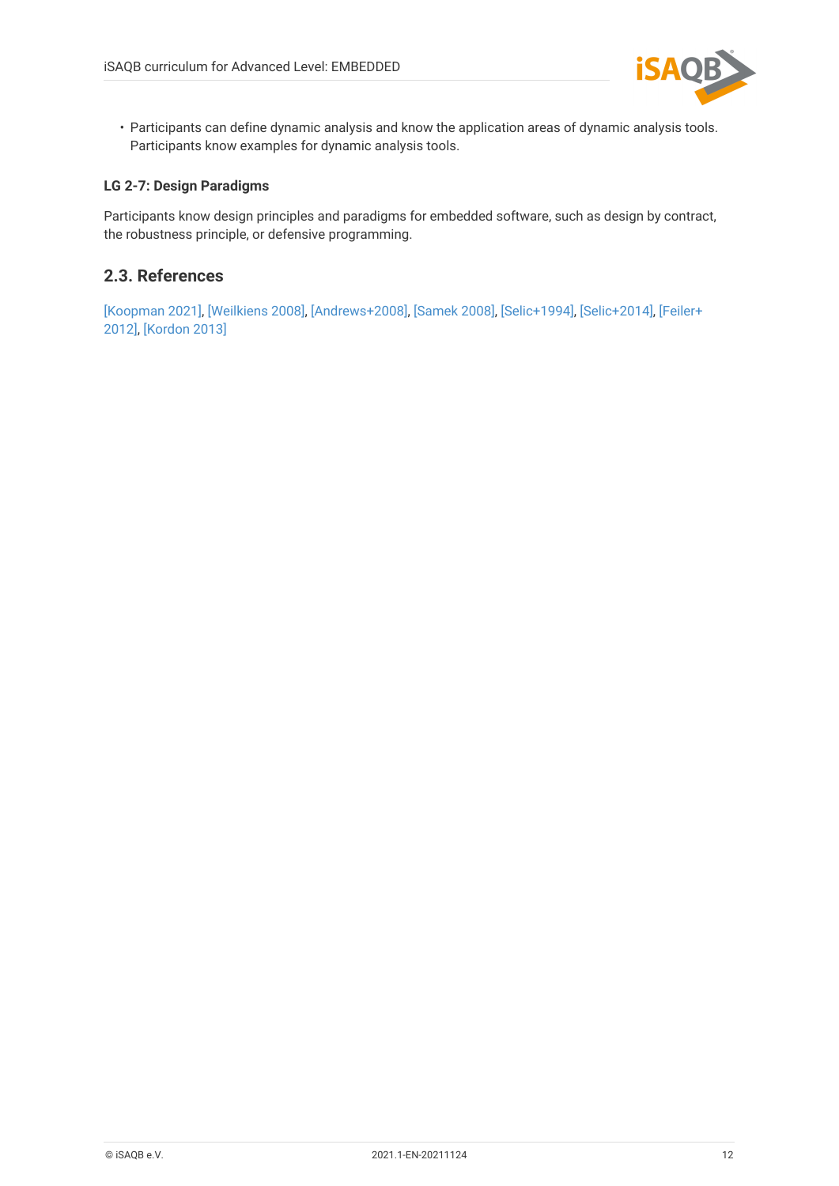- Participants can define dynamic analysis and know the application areas of dynamic analysis tools. Participants know examples for dynamic analysis tools.

#### LG 2-7: Design Paradigms

Participants know design principles and paradigms for embedded software, such as design by contract, the robustness principle, or defensive programming.

## 2.3. References

[Koopman 2021], [Weilkiens 2008], [Andrews+2008], [Samek 2008], [Selic+1994], [Selic+2014], [Feiler+2012], [Kordon 2013]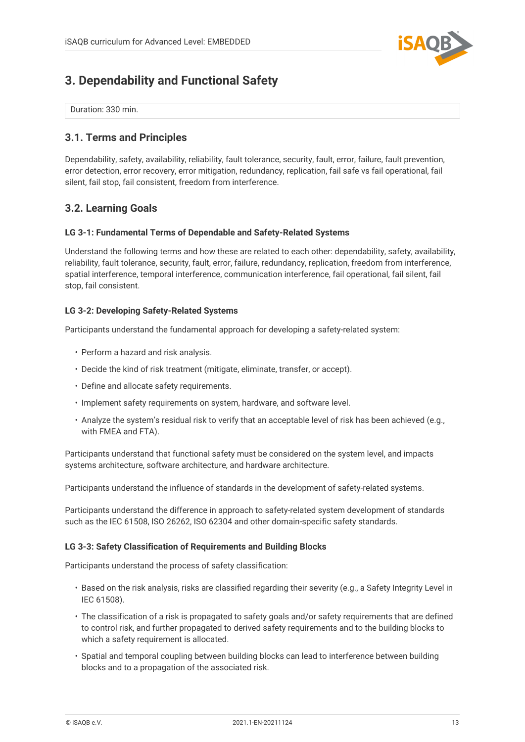# 3. Dependability and Functional Safety

Duration: 330 min.

## 3.1. Terms and Principles

Dependability, safety, availability, reliability, fault tolerance, security, fault, error, failure, fault prevention, error detection, error recovery, error mitigation, redundancy, replication, fail safe vs fail operational, fail silent, fail stop, fail consistent, freedom from interference.

## 3.2. Learning Goals

#### LG 3-1: Fundamental Terms of Dependable and Safety-Related Systems

Understand the following terms and how these are related to each other: dependability, safety, availability, reliability, fault tolerance, security, fault, error, failure, redundancy, replication, freedom from interference, spatial interference, temporal interference, communication interference, fail operational, fail silent, fail stop, fail consistent.

#### LG 3-2: Developing Safety-Related Systems

Participants understand the fundamental approach for developing a safety-related system:

- Perform a hazard and risk analysis.
- Decide the kind of risk treatment (mitigate, eliminate, transfer, or accept).
- Define and allocate safety requirements.
- Implement safety requirements on system, hardware, and software level.
- Analyze the system's residual risk to verify that an acceptable level of risk has been achieved (e.g., with FMEA and FTA).

Participants understand that functional safety must be considered on the system level, and impacts systems architecture, software architecture, and hardware architecture.

Participants understand the influence of standards in the development of safety-related systems.

Participants understand the difference in approach to safety-related system development of standards such as the IEC 61508, ISO 26262, ISO 62304 and other domain-specific safety standards.

#### LG 3-3: Safety Classification of Requirements and Building Blocks

Participants understand the process of safety classification:

- Based on the risk analysis, risks are classified regarding their severity (e.g., a Safety Integrity Level in IEC 61508).
- The classification of a risk is propagated to safety goals and/or safety requirements that are defined to control risk, and further propagated to derived safety requirements and to the building blocks to which a safety requirement is allocated.
- Spatial and temporal coupling between building blocks can lead to interference between building blocks and to a propagation of the associated risk.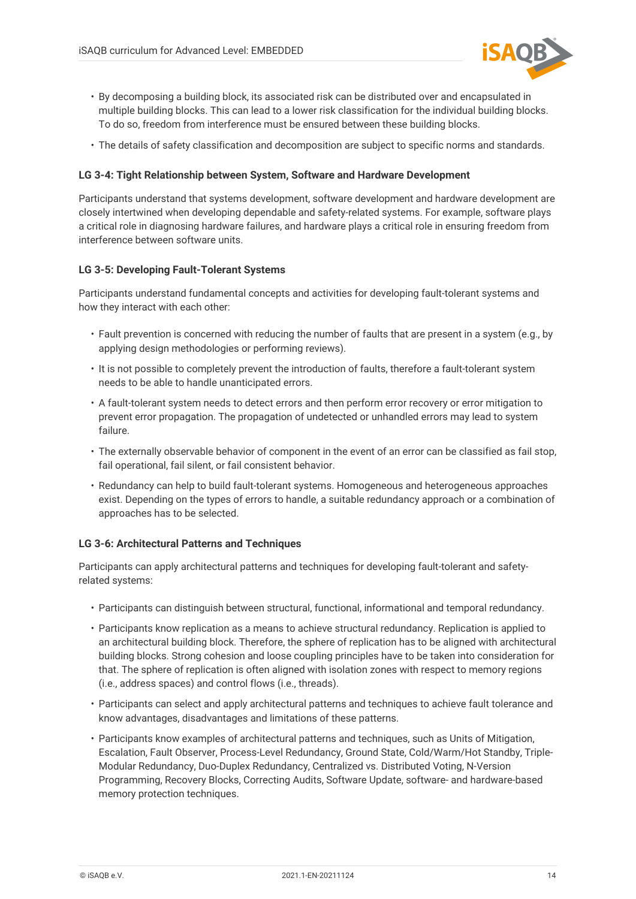- By decomposing a building block, its associated risk can be distributed over and encapsulated in multiple building blocks. This can lead to a lower risk classification for the individual building blocks. To do so, freedom from interference must be ensured between these building blocks.
- The details of safety classification and decomposition are subject to specific norms and standards.

#### LG 3-4: Tight Relationship between System, Software and Hardware Development

Participants understand that systems development, software development and hardware development are closely intertwined when developing dependable and safety-related systems. For example, software plays a critical role in diagnosing hardware failures, and hardware plays a critical role in ensuring freedom from interference between software units.

#### LG 3-5: Developing Fault-Tolerant Systems

Participants understand fundamental concepts and activities for developing fault-tolerant systems and how they interact with each other:

- Fault prevention is concerned with reducing the number of faults that are present in a system (e.g., by applying design methodologies or performing reviews).
- It is not possible to completely prevent the introduction of faults, therefore a fault-tolerant system needs to be able to handle unanticipated errors.
- A fault-tolerant system needs to detect errors and then perform error recovery or error mitigation to prevent error propagation. The propagation of undetected or unhandled errors may lead to system failure.
- The externally observable behavior of component in the event of an error can be classified as fail stop, fail operational, fail silent, or fail consistent behavior.
- Redundancy can help to build fault-tolerant systems. Homogeneous and heterogeneous approaches exist. Depending on the types of errors to handle, a suitable redundancy approach or a combination of approaches has to be selected.

#### LG 3-6: Architectural Patterns and Techniques

Participants can apply architectural patterns and techniques for developing fault-tolerant and safety-related systems:

- Participants can distinguish between structural, functional, informational and temporal redundancy.
- Participants know replication as a means to achieve structural redundancy. Replication is applied to an architectural building block. Therefore, the sphere of replication has to be aligned with architectural building blocks. Strong cohesion and loose coupling principles have to be taken into consideration for that. The sphere of replication is often aligned with isolation zones with respect to memory regions (i.e., address spaces) and control flows (i.e., threads).
- Participants can select and apply architectural patterns and techniques to achieve fault tolerance and know advantages, disadvantages and limitations of these patterns.
- Participants know examples of architectural patterns and techniques, such as Units of Mitigation, Escalation, Fault Observer, Process-Level Redundancy, Ground State, Cold/Warm/Hot Standby, Triple-Modular Redundancy, Duo-Duplex Redundancy, Centralized vs. Distributed Voting, N-Version Programming, Recovery Blocks, Correcting Audits, Software Update, software- and hardware-based memory protection techniques.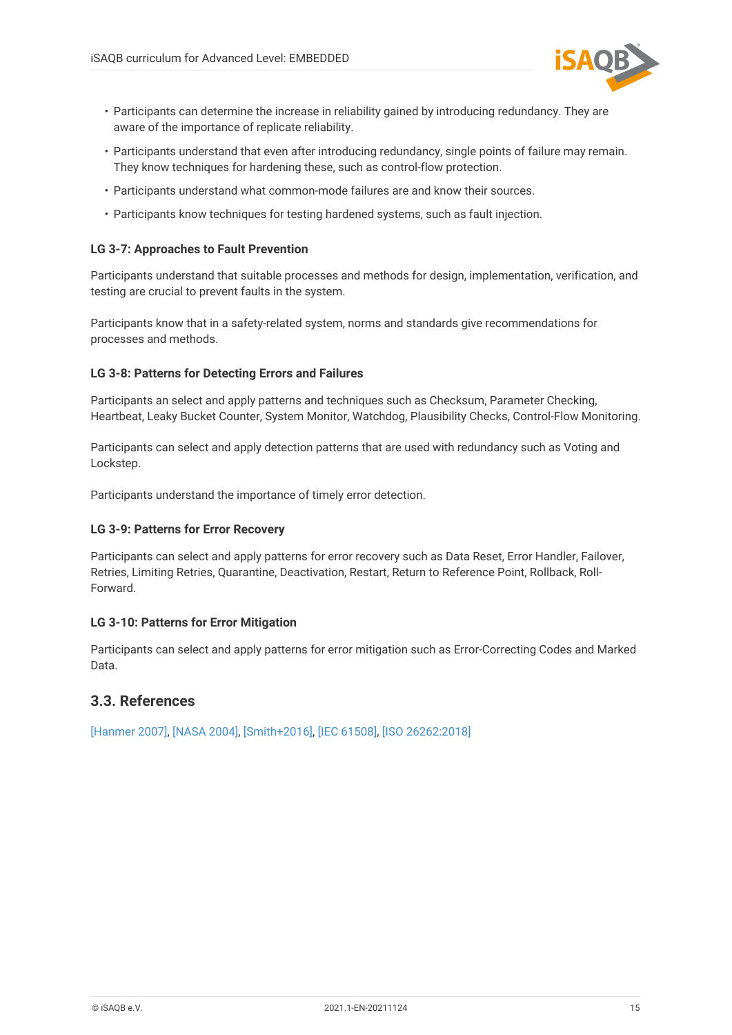- Participants can determine the increase in reliability gained by introducing redundancy. They are aware of the importance of replicate reliability.
- Participants understand that even after introducing redundancy, single points of failure may remain. They know techniques for hardening these, such as control-flow protection.
- Participants understand what common-mode failures are and know their sources.
- Participants know techniques for testing hardened systems, such as fault injection.

#### LG 3-7: Approaches to Fault Prevention

Participants understand that suitable processes and methods for design, implementation, verification, and testing are crucial to prevent faults in the system.

Participants know that in a safety-related system, norms and standards give recommendations for processes and methods.

#### LG 3-8: Patterns for Detecting Errors and Failures

Participants an select and apply patterns and techniques such as Checksum, Parameter Checking, Heartbeat, Leaky Bucket Counter, System Monitor, Watchdog, Plausibility Checks, Control-Flow Monitoring.

Participants can select and apply detection patterns that are used with redundancy such as Voting and Lockstep.

Participants understand the importance of timely error detection.

#### LG 3-9: Patterns for Error Recovery

Participants can select and apply patterns for error recovery such as Data Reset, Error Handler, Failover, Retries, Limiting Retries, Quarantine, Deactivation, Restart, Return to Reference Point, Rollback, Roll-Forward.

#### LG 3-10: Patterns for Error Mitigation

Participants can select and apply patterns for error mitigation such as Error-Correcting Codes and Marked Data.

## 3.3. References

[Hanmer 2007], [NASA 2004], [Smith+2016], [IEC 61508], [ISO 26262:2018]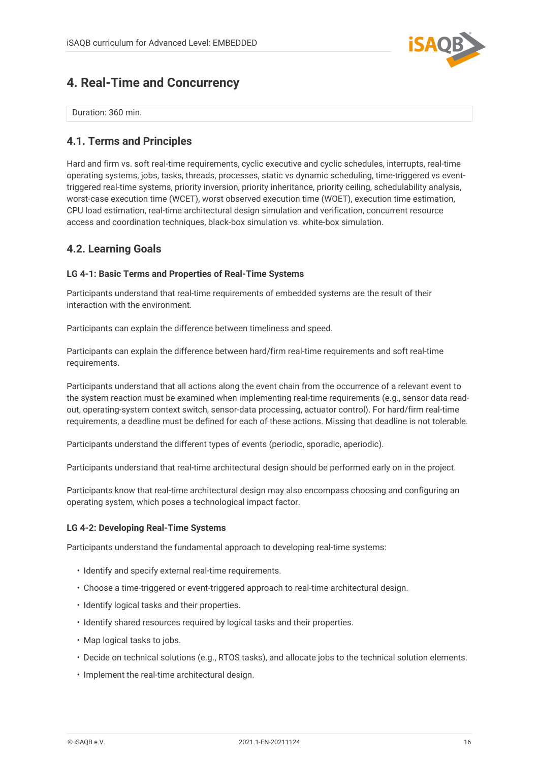# 4. Real-Time and Concurrency

Duration: 360 min.

## 4.1. Terms and Principles

Hard and firm vs. soft real-time requirements, cyclic executive and cyclic schedules, interrupts, real-time operating systems, jobs, tasks, threads, processes, static vs dynamic scheduling, time-triggered vs event-triggered real-time systems, priority inversion, priority inheritance, priority ceiling, schedulability analysis, worst-case execution time (WCET), worst observed execution time (WOET), execution time estimation, CPU load estimation, real-time architectural design simulation and verification, concurrent resource access and coordination techniques, black-box simulation vs. white-box simulation.

## 4.2. Learning Goals

### LG 4-1: Basic Terms and Properties of Real-Time Systems

Participants understand that real-time requirements of embedded systems are the result of their interaction with the environment.

Participants can explain the difference between timeliness and speed.

Participants can explain the difference between hard/firm real-time requirements and soft real-time requirements.

Participants understand that all actions along the event chain from the occurrence of a relevant event to the system reaction must be examined when implementing real-time requirements (e.g., sensor data read-out, operating-system context switch, sensor-data processing, actuator control). For hard/firm real-time requirements, a deadline must be defined for each of these actions. Missing that deadline is not tolerable.

Participants understand the different types of events (periodic, sporadic, aperiodic).

Participants understand that real-time architectural design should be performed early on in the project.

Participants know that real-time architectural design may also encompass choosing and configuring an operating system, which poses a technological impact factor.

### LG 4-2: Developing Real-Time Systems

Participants understand the fundamental approach to developing real-time systems:

- Identify and specify external real-time requirements.
- Choose a time-triggered or event-triggered approach to real-time architectural design.
- Identify logical tasks and their properties.
- Identify shared resources required by logical tasks and their properties.
- Map logical tasks to jobs.
- Decide on technical solutions (e.g., RTOS tasks), and allocate jobs to the technical solution elements.
- Implement the real-time architectural design.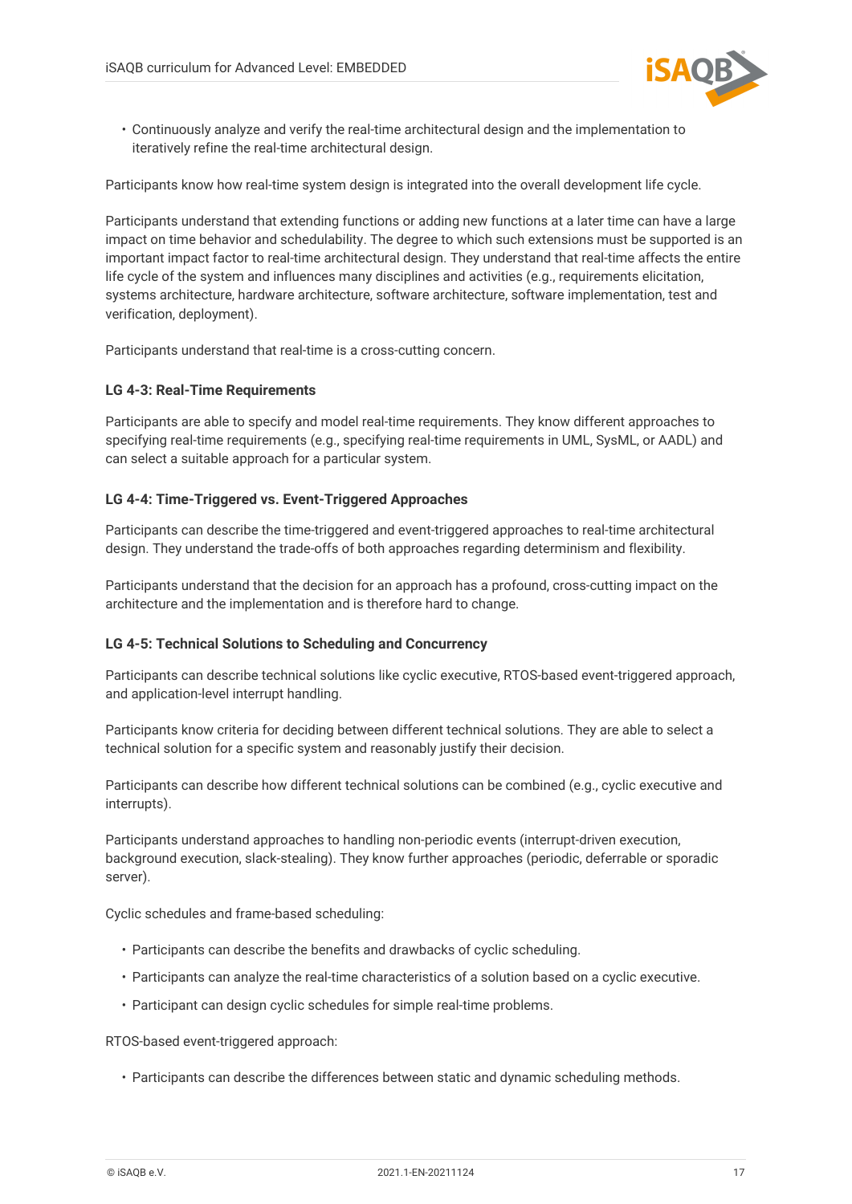- Continuously analyze and verify the real-time architectural design and the implementation to iteratively refine the real-time architectural design.

Participants know how real-time system design is integrated into the overall development life cycle.

Participants understand that extending functions or adding new functions at a later time can have a large impact on time behavior and schedulability. The degree to which such extensions must be supported is an important impact factor to real-time architectural design. They understand that real-time affects the entire life cycle of the system and influences many disciplines and activities (e.g., requirements elicitation, systems architecture, hardware architecture, software architecture, software implementation, test and verification, deployment).

Participants understand that real-time is a cross-cutting concern.

#### LG 4-3: Real-Time Requirements

Participants are able to specify and model real-time requirements. They know different approaches to specifying real-time requirements (e.g., specifying real-time requirements in UML, SysML, or AADL) and can select a suitable approach for a particular system.

#### LG 4-4: Time-Triggered vs. Event-Triggered Approaches

Participants can describe the time-triggered and event-triggered approaches to real-time architectural design. They understand the trade-offs of both approaches regarding determinism and flexibility.

Participants understand that the decision for an approach has a profound, cross-cutting impact on the architecture and the implementation and is therefore hard to change.

#### LG 4-5: Technical Solutions to Scheduling and Concurrency

Participants can describe technical solutions like cyclic executive, RTOS-based event-triggered approach, and application-level interrupt handling.

Participants know criteria for deciding between different technical solutions. They are able to select a technical solution for a specific system and reasonably justify their decision.

Participants can describe how different technical solutions can be combined (e.g., cyclic executive and interrupts).

Participants understand approaches to handling non-periodic events (interrupt-driven execution, background execution, slack-stealing). They know further approaches (periodic, deferrable or sporadic server).

Cyclic schedules and frame-based scheduling:

- Participants can describe the benefits and drawbacks of cyclic scheduling.
- Participants can analyze the real-time characteristics of a solution based on a cyclic executive.
- Participant can design cyclic schedules for simple real-time problems.

RTOS-based event-triggered approach:

- Participants can describe the differences between static and dynamic scheduling methods.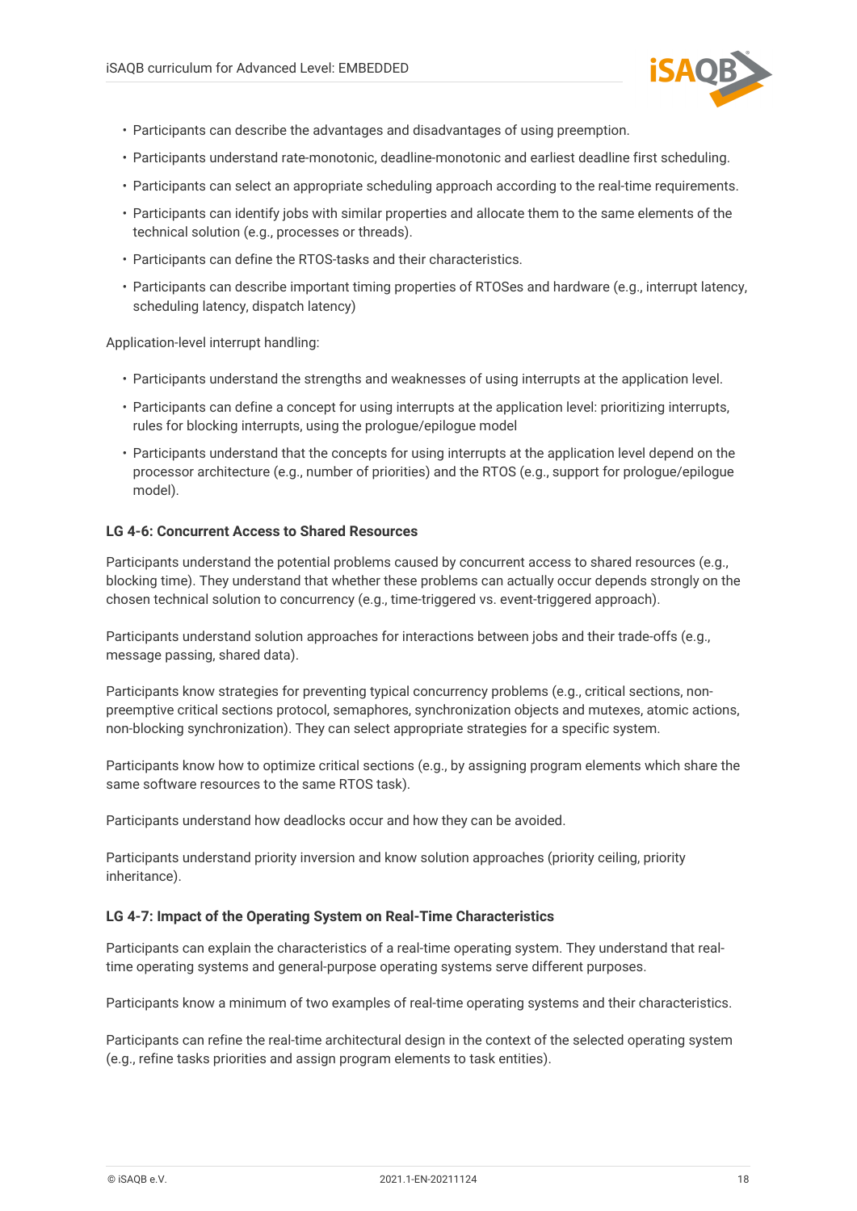- Participants can describe the advantages and disadvantages of using preemption.
- Participants understand rate-monotonic, deadline-monotonic and earliest deadline first scheduling.
- Participants can select an appropriate scheduling approach according to the real-time requirements.
- Participants can identify jobs with similar properties and allocate them to the same elements of the technical solution (e.g., processes or threads).
- Participants can define the RTOS-tasks and their characteristics.
- Participants can describe important timing properties of RTOSes and hardware (e.g., interrupt latency, scheduling latency, dispatch latency)

Application-level interrupt handling:

- Participants understand the strengths and weaknesses of using interrupts at the application level.
- Participants can define a concept for using interrupts at the application level: prioritizing interrupts, rules for blocking interrupts, using the prologue/epilogue model
- Participants understand that the concepts for using interrupts at the application level depend on the processor architecture (e.g., number of priorities) and the RTOS (e.g., support for prologue/epilogue model).

#### LG 4-6: Concurrent Access to Shared Resources

Participants understand the potential problems caused by concurrent access to shared resources (e.g., blocking time). They understand that whether these problems can actually occur depends strongly on the chosen technical solution to concurrency (e.g., time-triggered vs. event-triggered approach).

Participants understand solution approaches for interactions between jobs and their trade-offs (e.g., message passing, shared data).

Participants know strategies for preventing typical concurrency problems (e.g., critical sections, non-preemptive critical sections protocol, semaphores, synchronization objects and mutexes, atomic actions, non-blocking synchronization). They can select appropriate strategies for a specific system.

Participants know how to optimize critical sections (e.g., by assigning program elements which share the same software resources to the same RTOS task).

Participants understand how deadlocks occur and how they can be avoided.

Participants understand priority inversion and know solution approaches (priority ceiling, priority inheritance).

#### LG 4-7: Impact of the Operating System on Real-Time Characteristics

Participants can explain the characteristics of a real-time operating system. They understand that real-time operating systems and general-purpose operating systems serve different purposes.

Participants know a minimum of two examples of real-time operating systems and their characteristics.

Participants can refine the real-time architectural design in the context of the selected operating system (e.g., refine tasks priorities and assign program elements to task entities).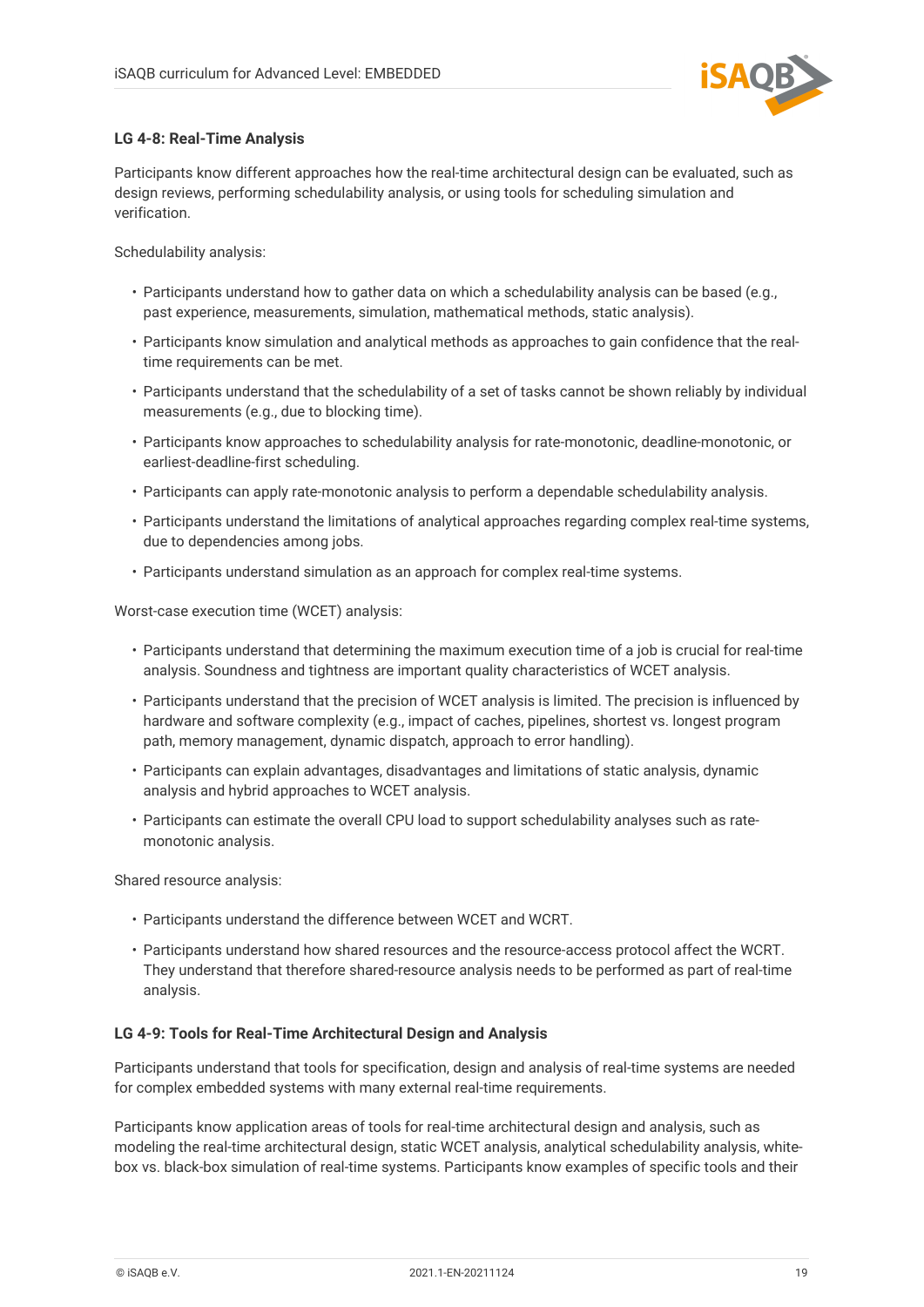### LG 4-8: Real-Time Analysis

Participants know different approaches how the real-time architectural design can be evaluated, such as design reviews, performing schedulability analysis, or using tools for scheduling simulation and verification.

Schedulability analysis:

- Participants understand how to gather data on which a schedulability analysis can be based (e.g., past experience, measurements, simulation, mathematical methods, static analysis).
- Participants know simulation and analytical methods as approaches to gain confidence that the real-time requirements can be met.
- Participants understand that the schedulability of a set of tasks cannot be shown reliably by individual measurements (e.g., due to blocking time).
- Participants know approaches to schedulability analysis for rate-monotonic, deadline-monotonic, or earliest-deadline-first scheduling.
- Participants can apply rate-monotonic analysis to perform a dependable schedulability analysis.
- Participants understand the limitations of analytical approaches regarding complex real-time systems, due to dependencies among jobs.
- Participants understand simulation as an approach for complex real-time systems.

Worst-case execution time (WCET) analysis:

- Participants understand that determining the maximum execution time of a job is crucial for real-time analysis. Soundness and tightness are important quality characteristics of WCET analysis.
- Participants understand that the precision of WCET analysis is limited. The precision is influenced by hardware and software complexity (e.g., impact of caches, pipelines, shortest vs. longest program path, memory management, dynamic dispatch, approach to error handling).
- Participants can explain advantages, disadvantages and limitations of static analysis, dynamic analysis and hybrid approaches to WCET analysis.
- Participants can estimate the overall CPU load to support schedulability analyses such as rate-monotonic analysis.

Shared resource analysis:

- Participants understand the difference between WCET and WCRT.
- Participants understand how shared resources and the resource-access protocol affect the WCRT. They understand that therefore shared-resource analysis needs to be performed as part of real-time analysis.

### LG 4-9: Tools for Real-Time Architectural Design and Analysis

Participants understand that tools for specification, design and analysis of real-time systems are needed for complex embedded systems with many external real-time requirements.

Participants know application areas of tools for real-time architectural design and analysis, such as modeling the real-time architectural design, static WCET analysis, analytical schedulability analysis, white-box vs. black-box simulation of real-time systems. Participants know examples of specific tools and their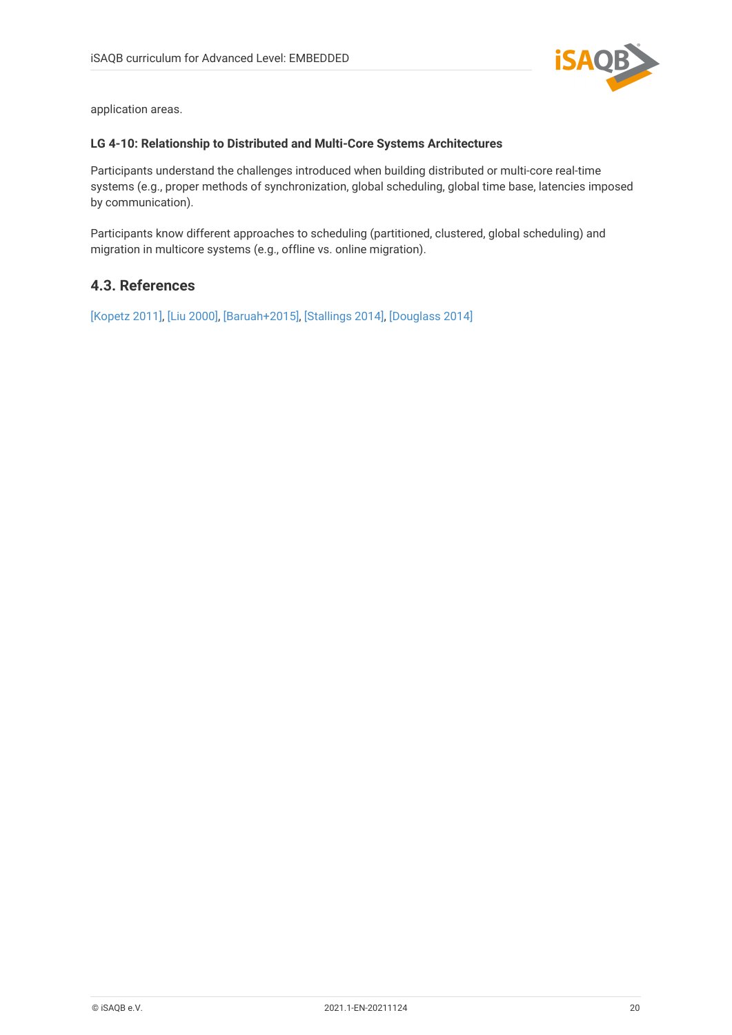application areas.

**LG 4-10: Relationship to Distributed and Multi-Core Systems Architectures**

Participants understand the challenges introduced when building distributed or multi-core real-time systems (e.g., proper methods of synchronization, global scheduling, global time base, latencies imposed by communication).

Participants know different approaches to scheduling (partitioned, clustered, global scheduling) and migration in multicore systems (e.g., offline vs. online migration).

## 4.3. References

[Kopetz 2011], [Liu 2000], [Baruah+2015], [Stallings 2014], [Douglass 2014]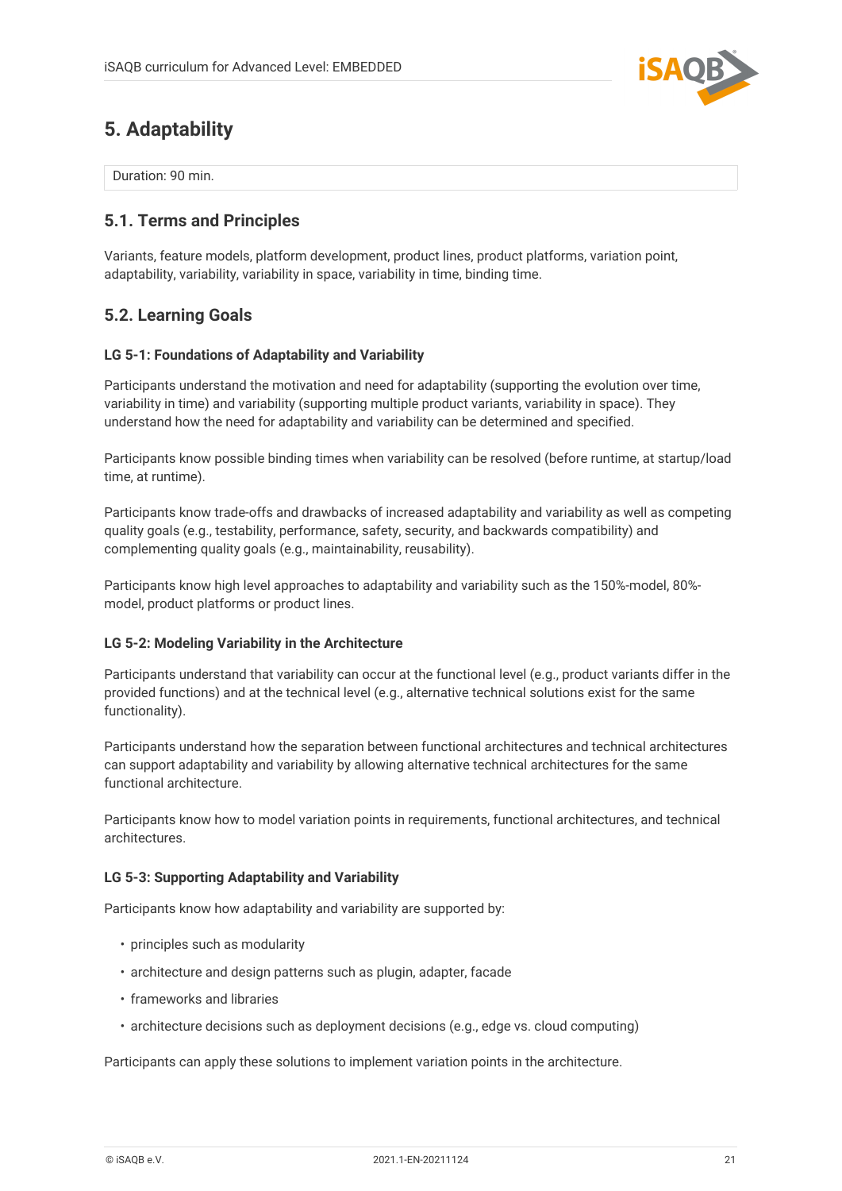## 5. Adaptability

Duration: 90 min.

### 5.1. Terms and Principles

Variants, feature models, platform development, product lines, product platforms, variation point, adaptability, variability, variability in space, variability in time, binding time.

### 5.2. Learning Goals

#### LG 5-1: Foundations of Adaptability and Variability

Participants understand the motivation and need for adaptability (supporting the evolution over time, variability in time) and variability (supporting multiple product variants, variability in space). They understand how the need for adaptability and variability can be determined and specified.

Participants know possible binding times when variability can be resolved (before runtime, at startup/load time, at runtime).

Participants know trade-offs and drawbacks of increased adaptability and variability as well as competing quality goals (e.g., testability, performance, safety, security, and backwards compatibility) and complementing quality goals (e.g., maintainability, reusability).

Participants know high level approaches to adaptability and variability such as the 150%-model, 80%-model, product platforms or product lines.

#### LG 5-2: Modeling Variability in the Architecture

Participants understand that variability can occur at the functional level (e.g., product variants differ in the provided functions) and at the technical level (e.g., alternative technical solutions exist for the same functionality).

Participants understand how the separation between functional architectures and technical architectures can support adaptability and variability by allowing alternative technical architectures for the same functional architecture.

Participants know how to model variation points in requirements, functional architectures, and technical architectures.

#### LG 5-3: Supporting Adaptability and Variability

Participants know how adaptability and variability are supported by:

- principles such as modularity
- architecture and design patterns such as plugin, adapter, facade
- frameworks and libraries
- architecture decisions such as deployment decisions (e.g., edge vs. cloud computing)

Participants can apply these solutions to implement variation points in the architecture.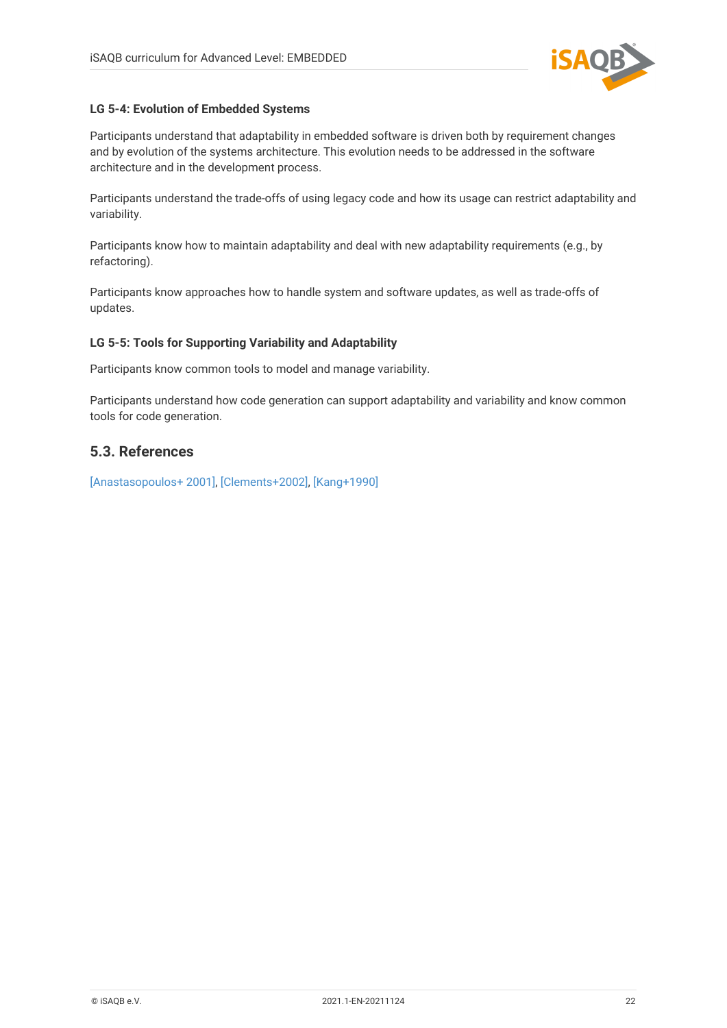#### LG 5-4: Evolution of Embedded Systems

Participants understand that adaptability in embedded software is driven both by requirement changes and by evolution of the systems architecture. This evolution needs to be addressed in the software architecture and in the development process.

Participants understand the trade-offs of using legacy code and how its usage can restrict adaptability and variability.

Participants know how to maintain adaptability and deal with new adaptability requirements (e.g., by refactoring).

Participants know approaches how to handle system and software updates, as well as trade-offs of updates.

#### LG 5-5: Tools for Supporting Variability and Adaptability

Participants know common tools to model and manage variability.

Participants understand how code generation can support adaptability and variability and know common tools for code generation.

## 5.3. References

[Anastasopoulos+ 2001], [Clements+2002], [Kang+1990]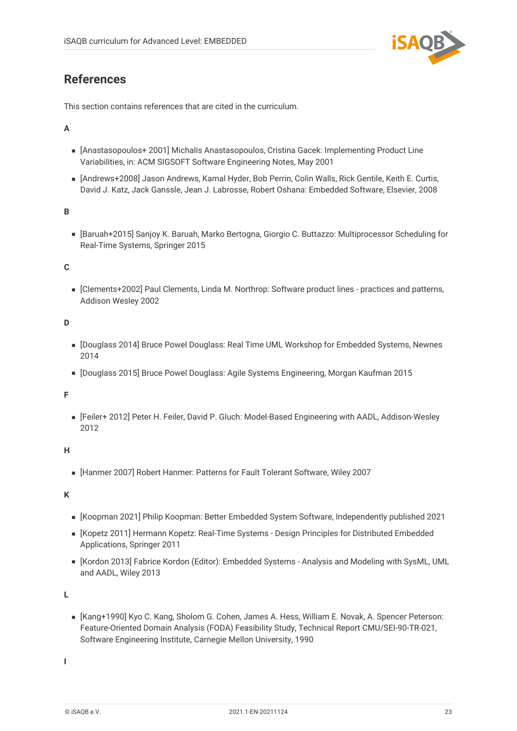# References

This section contains references that are cited in the curriculum.

**A**

- [Anastasopoulos+ 2001] Michalis Anastasopoulos, Cristina Gacek: Implementing Product Line Variabilities, in: ACM SIGSOFT Software Engineering Notes, May 2001
- [Andrews+2008] Jason Andrews, Kamal Hyder, Bob Perrin, Colin Walls, Rick Gentile, Keith E. Curtis, David J. Katz, Jack Ganssle, Jean J. Labrosse, Robert Oshana: Embedded Software, Elsevier, 2008

**B**

- [Baruah+2015] Sanjoy K. Baruah, Marko Bertogna, Giorgio C. Buttazzo: Multiprocessor Scheduling for Real-Time Systems, Springer 2015

**C**

- [Clements+2002] Paul Clements, Linda M. Northrop: Software product lines - practices and patterns, Addison Wesley 2002

**D**

- [Douglass 2014] Bruce Powel Douglass: Real Time UML Workshop for Embedded Systems, Newnes 2014
- [Douglass 2015] Bruce Powel Douglass: Agile Systems Engineering, Morgan Kaufman 2015

**F**

- [Feiler+ 2012] Peter H. Feiler, David P. Gluch: Model-Based Engineering with AADL, Addison-Wesley 2012

**H**

- [Hanmer 2007] Robert Hanmer: Patterns for Fault Tolerant Software, Wiley 2007

**K**

- [Koopman 2021] Philip Koopman: Better Embedded System Software, Independently published 2021
- [Kopetz 2011] Hermann Kopetz: Real-Time Systems - Design Principles for Distributed Embedded Applications, Springer 2011
- [Kordon 2013] Fabrice Kordon (Editor): Embedded Systems - Analysis and Modeling with SysML, UML and AADL, Wiley 2013

**L**

- [Kang+1990] Kyo C. Kang, Sholom G. Cohen, James A. Hess, William E. Novak, A. Spencer Peterson: Feature-Oriented Domain Analysis (FODA) Feasibility Study, Technical Report CMU/SEI-90-TR-021, Software Engineering Institute, Carnegie Mellon University, 1990

**I**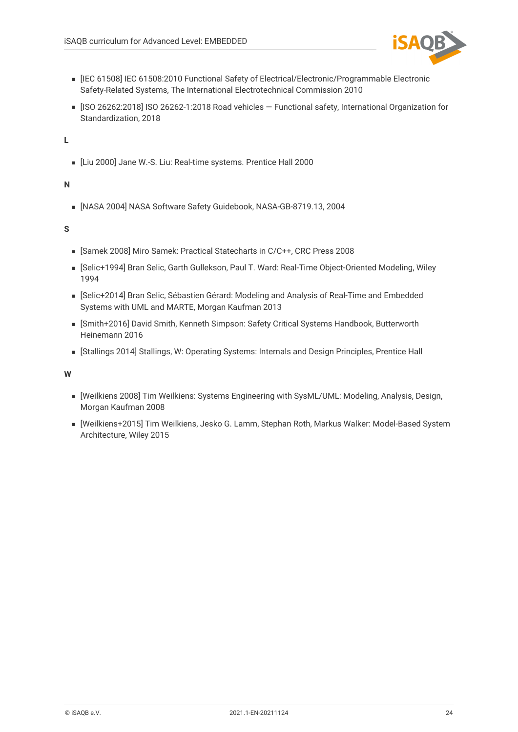- [IEC 61508] IEC 61508:2010 Functional Safety of Electrical/Electronic/Programmable Electronic Safety-Related Systems, The International Electrotechnical Commission 2010
- [ISO 26262:2018] ISO 26262-1:2018 Road vehicles — Functional safety, International Organization for Standardization, 2018

**L**

- [Liu 2000] Jane W.-S. Liu: Real-time systems. Prentice Hall 2000

**N**

- [NASA 2004] NASA Software Safety Guidebook, NASA-GB-8719.13, 2004

**S**

- [Samek 2008] Miro Samek: Practical Statecharts in C/C++, CRC Press 2008
- [Selic+1994] Bran Selic, Garth Gullekson, Paul T. Ward: Real-Time Object-Oriented Modeling, Wiley 1994
- [Selic+2014] Bran Selic, Sébastien Gérard: Modeling and Analysis of Real-Time and Embedded Systems with UML and MARTE, Morgan Kaufman 2013
- [Smith+2016] David Smith, Kenneth Simpson: Safety Critical Systems Handbook, Butterworth Heinemann 2016
- [Stallings 2014] Stallings, W: Operating Systems: Internals and Design Principles, Prentice Hall

**W**

- [Weilkiens 2008] Tim Weilkiens: Systems Engineering with SysML/UML: Modeling, Analysis, Design, Morgan Kaufman 2008
- [Weilkiens+2015] Tim Weilkiens, Jesko G. Lamm, Stephan Roth, Markus Walker: Model-Based System Architecture, Wiley 2015